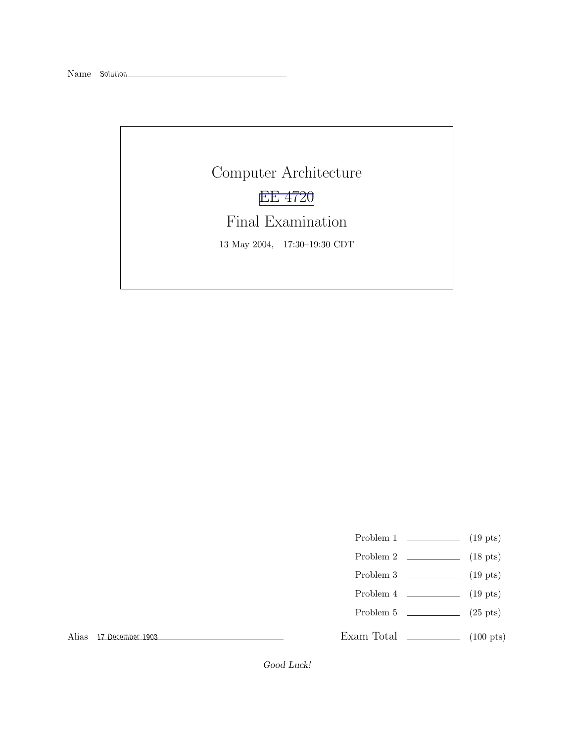Name Solution

# Computer Architecture

## EE 4720

## Final Examination

13 May 2004, 17:30–19:30 CDT

| | | |
|---|---|---|
| Problem 1 | ______ | (19 pts) |
| Problem 2 | ______ | (18 pts) |
| Problem 3 | ______ | (19 pts) |
| Problem 4 | ______ | (19 pts) |
| Problem 5 | ______ | (25 pts) |
| Exam Total | ______ | (100 pts) |

Alias 17 December 1903

*Good Luck!*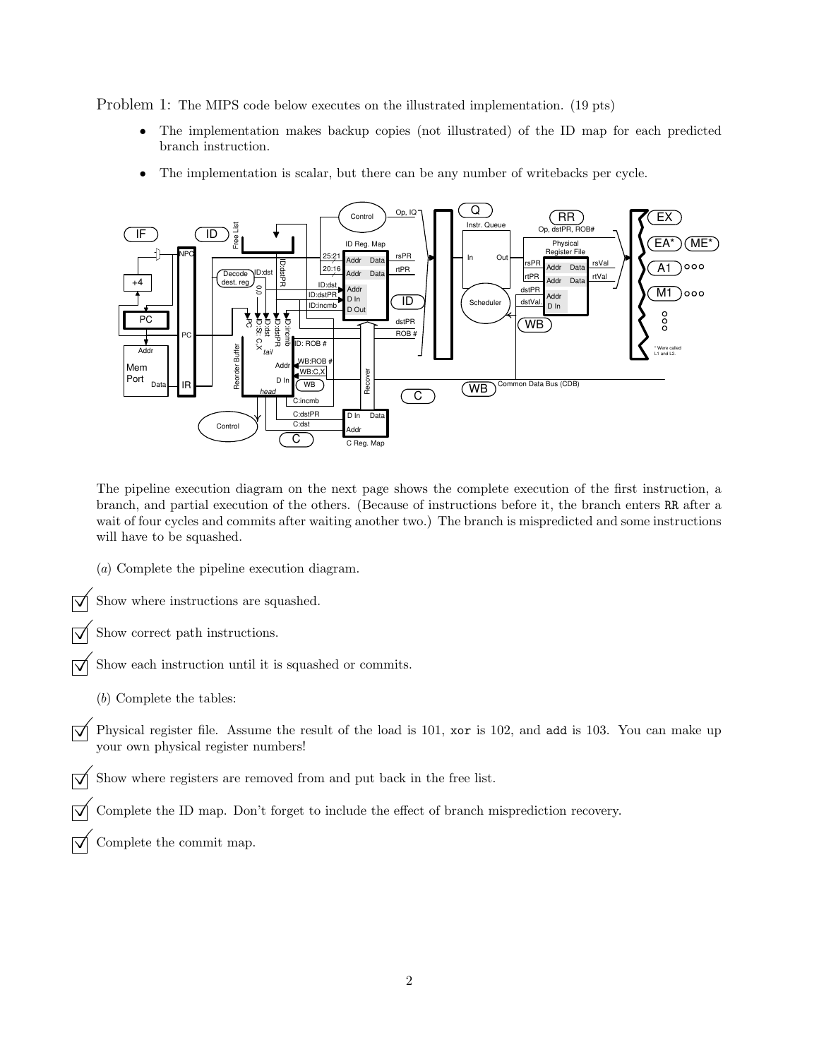Problem 1: The MIPS code below executes on the illustrated implementation. (19 pts)

- The implementation makes backup copies (not illustrated) of the ID map for each predicted branch instruction.
- The implementation is scalar, but there can be any number of writebacks per cycle.

The pipeline execution diagram on the next page shows the complete execution of the first instruction, a branch, and partial execution of the others. (Because of instructions before it, the branch enters RR after a wait of four cycles and commits after waiting another two.) The branch is mispredicted and some instructions will have to be squashed.

(*a*) Complete the pipeline execution diagram.

☑ Show where instructions are squashed.

☑ Show correct path instructions.

☑ Show each instruction until it is squashed or commits.

(*b*) Complete the tables:

☑ Physical register file. Assume the result of the load is 101, `xor` is 102, and `add` is 103. You can make up your own physical register numbers!

☑ Show where registers are removed from and put back in the free list.

☑ Complete the ID map. Don't forget to include the effect of branch misprediction recovery.

☑ Complete the commit map.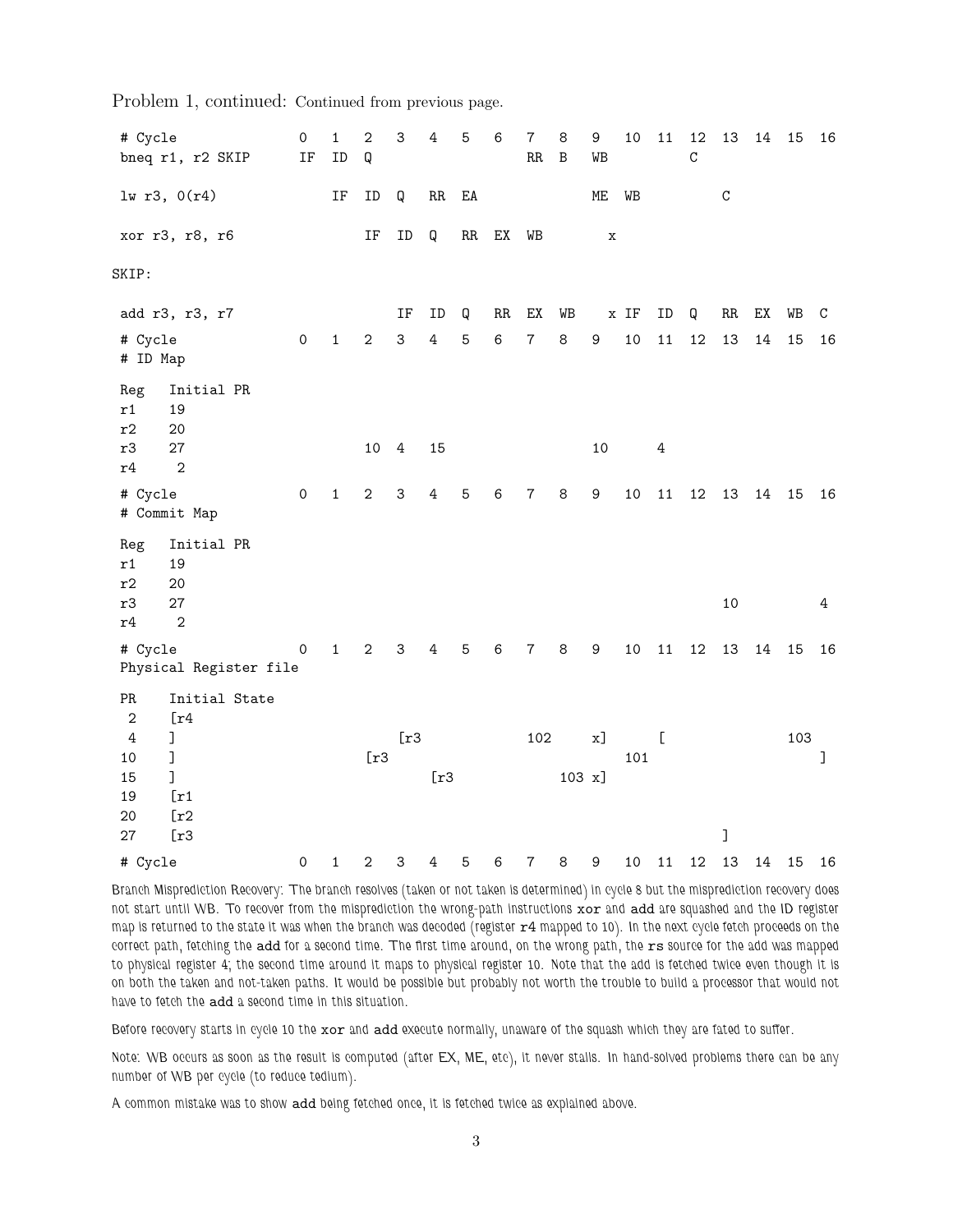Problem 1, continued: Continued from previous page.

```
 # Cycle                0   1   2   3   4   5   6   7   8   9   10  11  12  13  14  15  16
 bneq r1, r2 SKIP       IF  ID  Q                           RR  B   WB          C

 lw r3, 0(r4)               IF  ID  Q   RR  EA                      ME  WB          C

 xor r3, r8, r6                 IF  ID  Q   RR  EX  WB          x

SKIP:

 add r3, r3, r7                     IF  ID  Q   RR  EX  WB      x IF  ID  Q   RR  EX  WB  C
 # Cycle                0   1   2   3   4   5   6   7   8   9   10  11  12  13  14  15  16
 # ID Map

 Reg   Initial PR
 r1    19
 r2    20
 r3    27                       10  4   15                  10      4
 r4     2
 # Cycle                0   1   2   3   4   5   6   7   8   9   10  11  12  13  14  15  16
 # Commit Map

 Reg   Initial PR
 r1    19
 r2    20
 r3    27                                                                   10          4
 r4     2
 # Cycle                0   1   2   3   4   5   6   7   8   9   10  11  12  13  14  15  16
 Physical Register file

 PR    Initial State
  2    [r4
  4    ]                        [r3             102     x]      [               103
 10    ]                    [r3                             101                     ]
 15    ]                            [r3             103 x]
 19    [r1
 20    [r2
 27    [r3                                                                  ]
 # Cycle                0   1   2   3   4   5   6   7   8   9   10  11  12  13  14  15  16
```

Branch Misprediction Recovery: The branch resolves (taken or not taken is determined) in cycle 8 but the misprediction recovery does not start until WB. To recover from the misprediction the wrong-path instructions xor and add are squashed and the ID register map is returned to the state it was when the branch was decoded (register r4 mapped to 10). In the next cycle fetch proceeds on the correct path, fetching the add for a second time. The first time around, on the wrong path, the rs source for the add was mapped to physical register 4; the second time around it maps to physical register 10. Note that the add is fetched twice even though it is on both the taken and not-taken paths. It would be possible but probably not worth the trouble to build a processor that would not have to fetch the add a second time in this situation.

Before recovery starts in cycle 10 the xor and add execute normally, unaware of the squash which they are fated to suffer.

Note: WB occurs as soon as the result is computed (after EX, ME, etc), it never stalls. In hand-solved problems there can be any number of WB per cycle (to reduce tedium).

A common mistake was to show add being fetched once, it is fetched twice as explained above.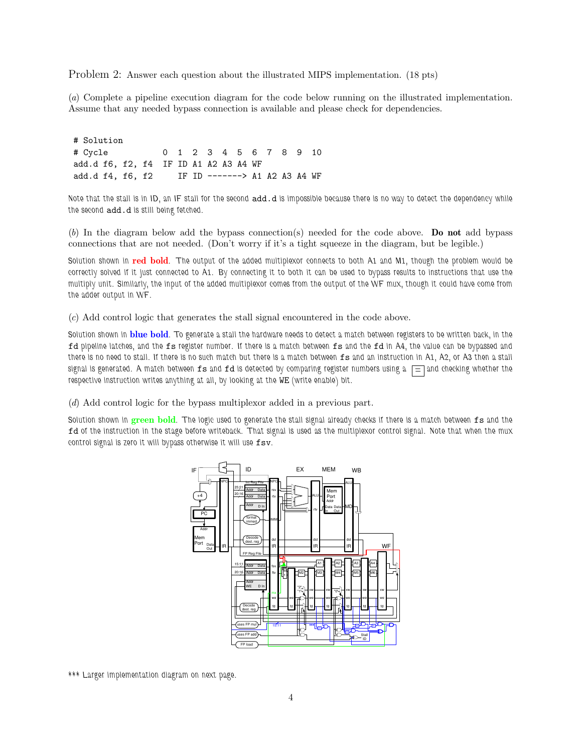Problem 2: Answer each question about the illustrated MIPS implementation. (18 pts)

(*a*) Complete a pipeline execution diagram for the code below running on the illustrated implementation. Assume that any needed bypass connection is available and please check for dependencies.

```
# Solution
# Cycle          0  1  2  3  4  5  6  7  8  9  10
add.d f6, f2, f4  IF ID A1 A2 A3 A4 WF
add.d f4, f6, f2     IF ID -------> A1 A2 A3 A4 WF
```

Note that the stall is in ID, an IF stall for the second `add.d` is impossible because there is no way to detect the dependency while the second `add.d` is still being fetched.

(*b*) In the diagram below add the bypass connection(s) needed for the code above. **Do not** add bypass connections that are not needed. (Don't worry if it's a tight squeeze in the diagram, but be legible.)

Solution shown in **red bold**. The output of the added multiplexor connects to both A1 and M1, though the problem would be correctly solved if it just connected to A1. By connecting it to both it can be used to bypass results to instructions that use the multiply unit. Similarly, the input of the added multiplexor comes from the output of the WF mux, though it could have come from the adder output in WF.

(*c*) Add control logic that generates the stall signal encountered in the code above.

Solution shown in **blue bold**. To generate a stall the hardware needs to detect a match between registers to be written back, in the `fd` pipeline latches, and the `fs` register number. If there is a match between `fs` and the `fd` in A4, the value can be bypassed and there is no need to stall. If there is no such match but there is a match between `fs` and an instruction in A1, A2, or A3 then a stall signal is generated. A match between `fs` and `fd` is detected by comparing register numbers using a [=] and checking whether the respective instruction writes anything at all, by looking at the WE (write enable) bit.

(*d*) Add control logic for the bypass multiplexor added in a previous part.

Solution shown in **green bold**. The logic used to generate the stall signal already checks if there is a match between `fs` and the `fd` of the instruction in the stage before writeback. That signal is used as the multiplexor control signal. Note that when the mux control signal is zero it will bypass otherwise it will use `fsv`.

\*\*\* Larger implementation diagram on next page.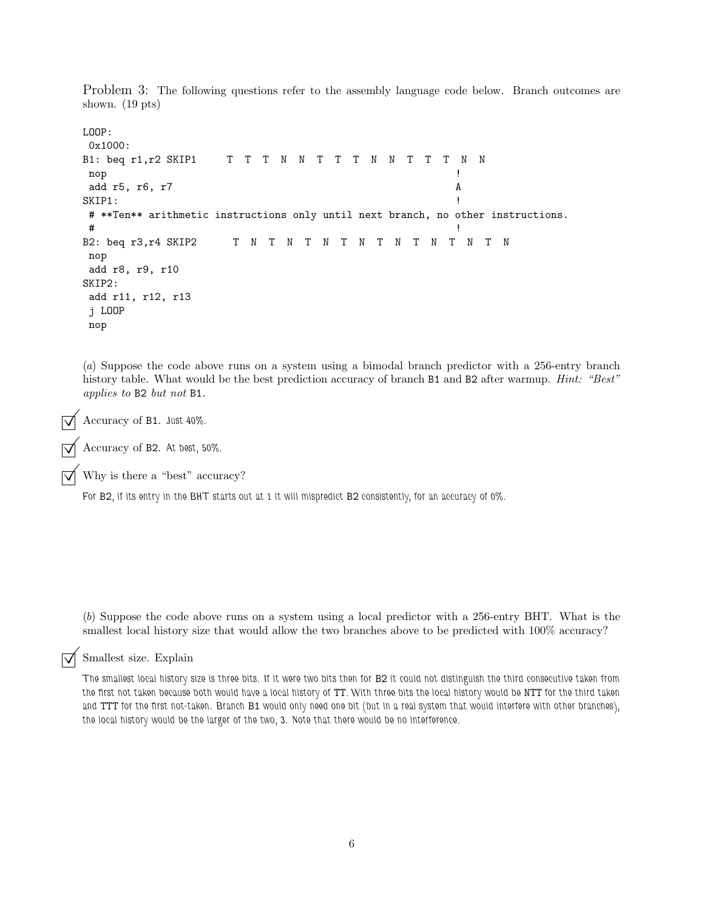Problem 3: The following questions refer to the assembly language code below. Branch outcomes are shown. (19 pts)

```
LOOP:
 0x1000:
B1: beq r1,r2 SKIP1     T  T  T  N  N  T  T  T  N  N  T  T  T  N  N
 nop                                                          !
 add r5, r6, r7                                               A
SKIP1:                                                        !
 # **Ten** arithmetic instructions only until next branch, no other instructions.
 #                                                            !
B2: beq r3,r4 SKIP2      T  N  T  N  T  N  T  N  T  N  T  N  T  N  T  N
 nop
 add r8, r9, r10
SKIP2:
 add r11, r12, r13
 j LOOP
 nop
```

(*a*) Suppose the code above runs on a system using a bimodal branch predictor with a 256-entry branch history table. What would be the best prediction accuracy of branch B1 and B2 after warmup. *Hint: "Best" applies to* B2 *but not* B1.

☑ Accuracy of B1. Just 40%.

☑ Accuracy of B2. At best, 50%.

☑ Why is there a "best" accuracy?

For B2, if its entry in the BHT starts out at 1 it will mispredict B2 consistently, for an accuracy of 0%.

(*b*) Suppose the code above runs on a system using a local predictor with a 256-entry BHT. What is the smallest local history size that would allow the two branches above to be predicted with 100% accuracy?

☑ Smallest size. Explain

The smallest local history size is three bits. If it were two bits then for B2 it could not distinguish the third consecutive taken from the first not taken because both would have a local history of TT. With three bits the local history would be NTT for the third taken and TTT for the first not-taken. Branch B1 would only need one bit (but in a real system that would interfere with other branches), the local history would be the larger of the two, 3. Note that there would be no interference.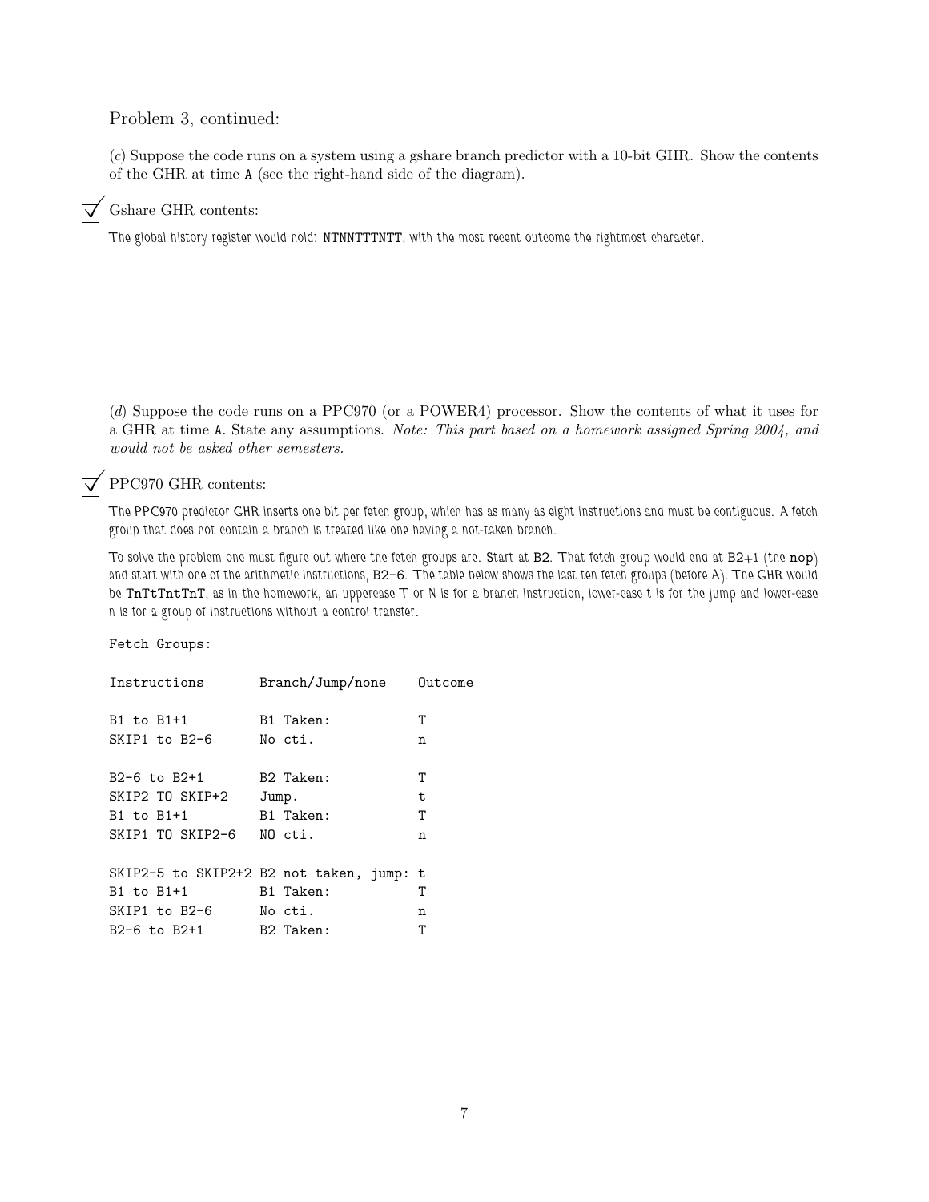Problem 3, continued:

(*c*) Suppose the code runs on a system using a gshare branch predictor with a 10-bit GHR. Show the contents of the GHR at time `A` (see the right-hand side of the diagram).

☑ Gshare GHR contents:

The global history register would hold: `NTNNTTTNTT`, with the most recent outcome the rightmost character.

(*d*) Suppose the code runs on a PPC970 (or a POWER4) processor. Show the contents of what it uses for a GHR at time `A`. State any assumptions. *Note: This part based on a homework assigned Spring 2004, and would not be asked other semesters.*

☑ PPC970 GHR contents:

The PPC970 predictor GHR inserts one bit per fetch group, which has as many as eight instructions and must be contiguous. A fetch group that does not contain a branch is treated like one having a not-taken branch.

To solve the problem one must figure out where the fetch groups are. Start at B2. That fetch group would end at B2+1 (the `nop`) and start with one of the arithmetic instructions, B2-6. The table below shows the last ten fetch groups (before A). The GHR would be `TnTtTntTnT`, as in the homework, an uppercase T or N is for a branch instruction, lower-case t is for the jump and lower-case n is for a group of instructions without a control transfer.

```
Fetch Groups:

Instructions        Branch/Jump/none    Outcome

B1 to B1+1          B1 Taken:           T
SKIP1 to B2-6       No cti.             n

B2-6 to B2+1        B2 Taken:           T
SKIP2 TO SKIP+2     Jump.               t
B1 to B1+1          B1 Taken:           T
SKIP1 TO SKIP2-6    NO cti.             n

SKIP2-5 to SKIP2+2 B2 not taken, jump:  t
B1 to B1+1          B1 Taken:           T
SKIP1 to B2-6       No cti.             n
B2-6 to B2+1        B2 Taken:           T
```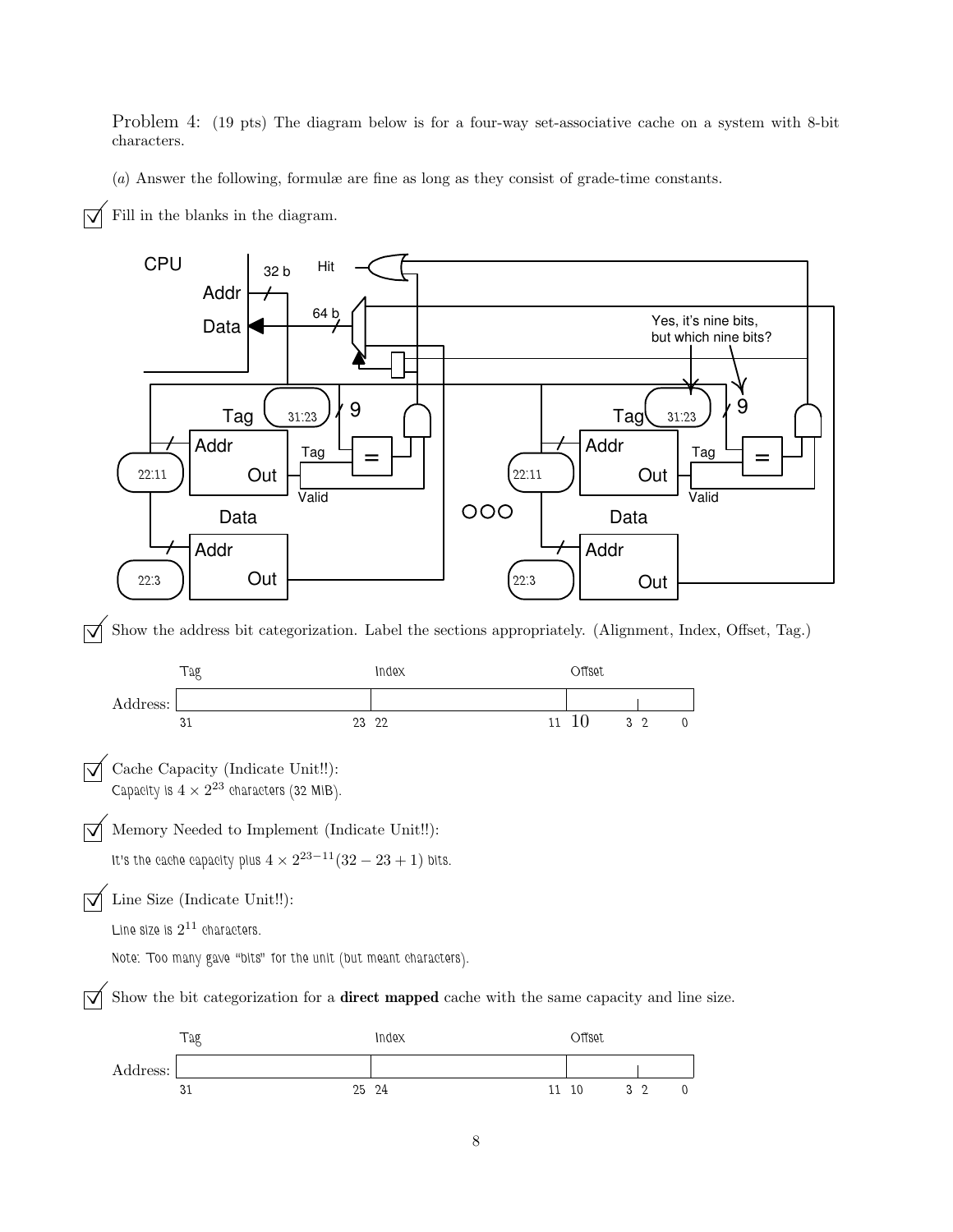Problem 4: (19 pts) The diagram below is for a four-way set-associative cache on a system with 8-bit characters.

(*a*) Answer the following, formulæ are fine as long as they consist of grade-time constants.

☑ Fill in the blanks in the diagram.

CPU, Addr, 32 b, Hit, Data, 64 b

Yes, it's nine bits, but which nine bits?

Tag: 31:23, 9 | Addr: 22:11 | Tag, Valid, Out | Data: Addr 22:3, Out

☑ Show the address bit categorization. Label the sections appropriately. (Alignment, Index, Offset, Tag.)

| | Tag | Index | Offset |
|---|---|---|---|
| Address: | 31 – 23 | 22 – 11 | 10 – 3, 2 – 0 |

☑ Cache Capacity (Indicate Unit!!):

Capacity is $4 \times 2^{23}$ characters (32 MiB).

☑ Memory Needed to Implement (Indicate Unit!!):

It's the cache capacity plus $4 \times 2^{23-11}(32 - 23 + 1)$ bits.

☑ Line Size (Indicate Unit!!):

Line size is $2^{11}$ characters.

Note: Too many gave "bits" for the unit (but meant characters).

☑ Show the bit categorization for a **direct mapped** cache with the same capacity and line size.

| | Tag | Index | Offset |
|---|---|---|---|
| Address: | 31 – 25 | 24 – 11 | 10 – 3, 2 – 0 |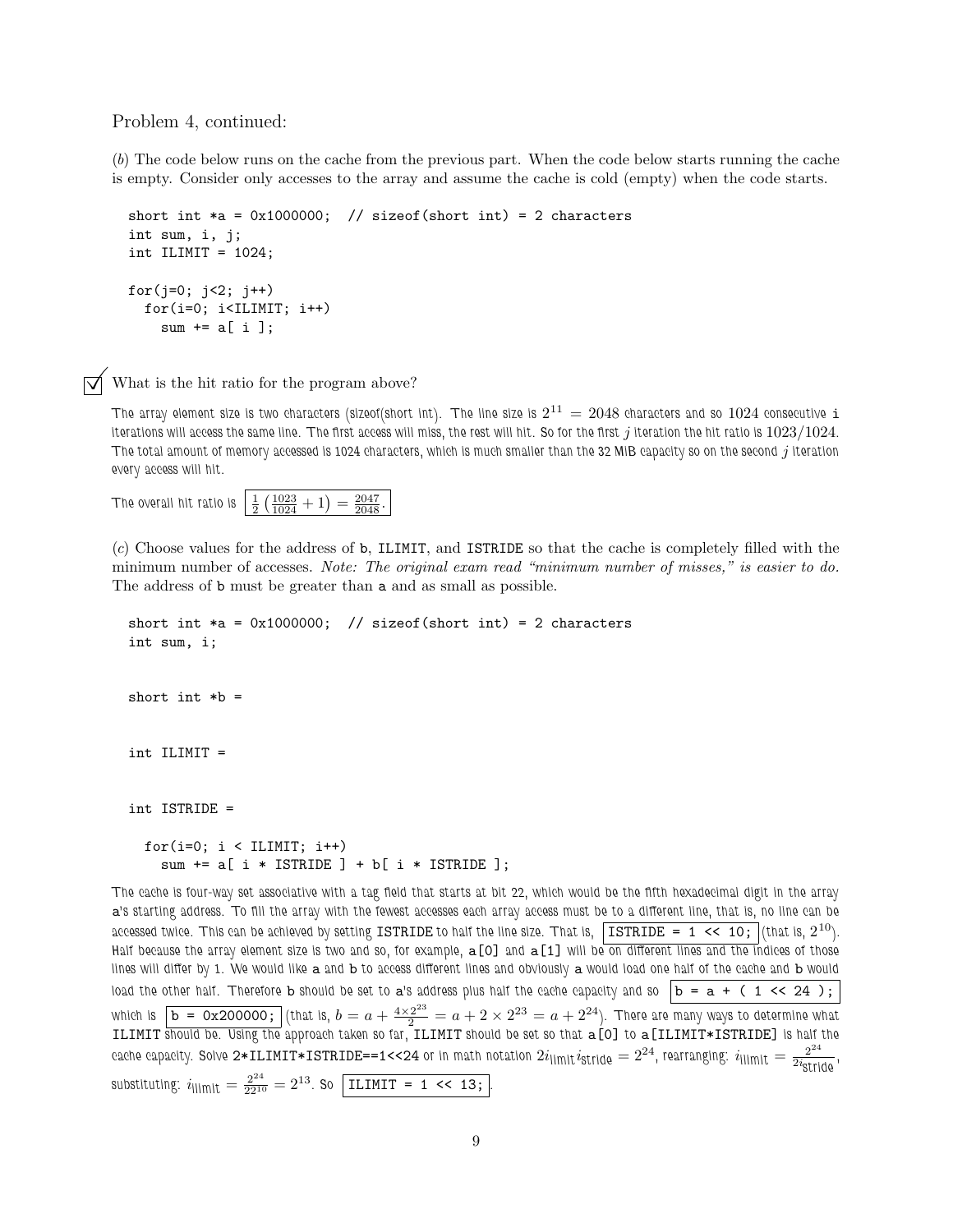Problem 4, continued:

(*b*) The code below runs on the cache from the previous part. When the code below starts running the cache is empty. Consider only accesses to the array and assume the cache is cold (empty) when the code starts.

```
short int *a = 0x1000000;  // sizeof(short int) = 2 characters
int sum, i, j;
int ILIMIT = 1024;

for(j=0; j<2; j++)
  for(i=0; i<ILIMIT; i++)
    sum += a[ i ];
```

☑ What is the hit ratio for the program above?

The array element size is two characters (sizeof(short int). The line size is $2^{11} = 2048$ characters and so 1024 consecutive `i` iterations will access the same line. The first access will miss, the rest will hit. So for the first $j$ iteration the hit ratio is $1023/1024$. The total amount of memory accessed is 1024 characters, which is much smaller than the 32 MiB capacity so on the second $j$ iteration every access will hit.

The overall hit ratio is $\boxed{\frac{1}{2}\left(\frac{1023}{1024}+1\right) = \frac{2047}{2048}}$.

(*c*) Choose values for the address of `b`, `ILIMIT`, and `ISTRIDE` so that the cache is completely filled with the minimum number of accesses. *Note: The original exam read "minimum number of misses," is easier to do.* The address of `b` must be greater than `a` and as small as possible.

```
short int *a = 0x1000000;  // sizeof(short int) = 2 characters
int sum, i;


short int *b =


int ILIMIT =


int ISTRIDE =

  for(i=0; i < ILIMIT; i++)
    sum += a[ i * ISTRIDE ] + b[ i * ISTRIDE ];
```

The cache is four-way set associative with a tag field that starts at bit 22, which would be the fifth hexadecimal digit in the array `a`'s starting address. To fill the array with the fewest accesses each array access must be to a different line, that is, no line can be accessed twice. This can be achieved by setting `ISTRIDE` to half the line size. That is, `ISTRIDE = 1 << 10;` (that is, $2^{10}$). Half because the array element size is two and so, for example, `a[0]` and `a[1]` will be on different lines and the indices of those lines will differ by 1. We would like `a` and `b` to access different lines and obviously `a` would load one half of the cache and `b` would load the other half. Therefore `b` should be set to `a`'s address plus half the cache capacity and so `b = a + ( 1 << 24 );` which is `b = 0x200000;` (that is, $b = a + \frac{4\times 2^{23}}{2} = a + 2\times 2^{23} = a + 2^{24}$). There are many ways to determine what `ILIMIT` should be. Using the approach taken so far, `ILIMIT` should be set so that `a[0]` to `a[ILIMIT*ISTRIDE]` is half the cache capacity. Solve `2*ILIMIT*ISTRIDE==1<<24` or in math notation $2 i_{\text{ilimit}} i_{\text{stride}} = 2^{24}$, rearranging: $i_{\text{ilimit}} = \frac{2^{24}}{2 i_{\text{stride}}}$, substituting: $i_{\text{ilimit}} = \frac{2^{24}}{2 2^{10}} = 2^{13}$. So `ILIMIT = 1 << 13;`.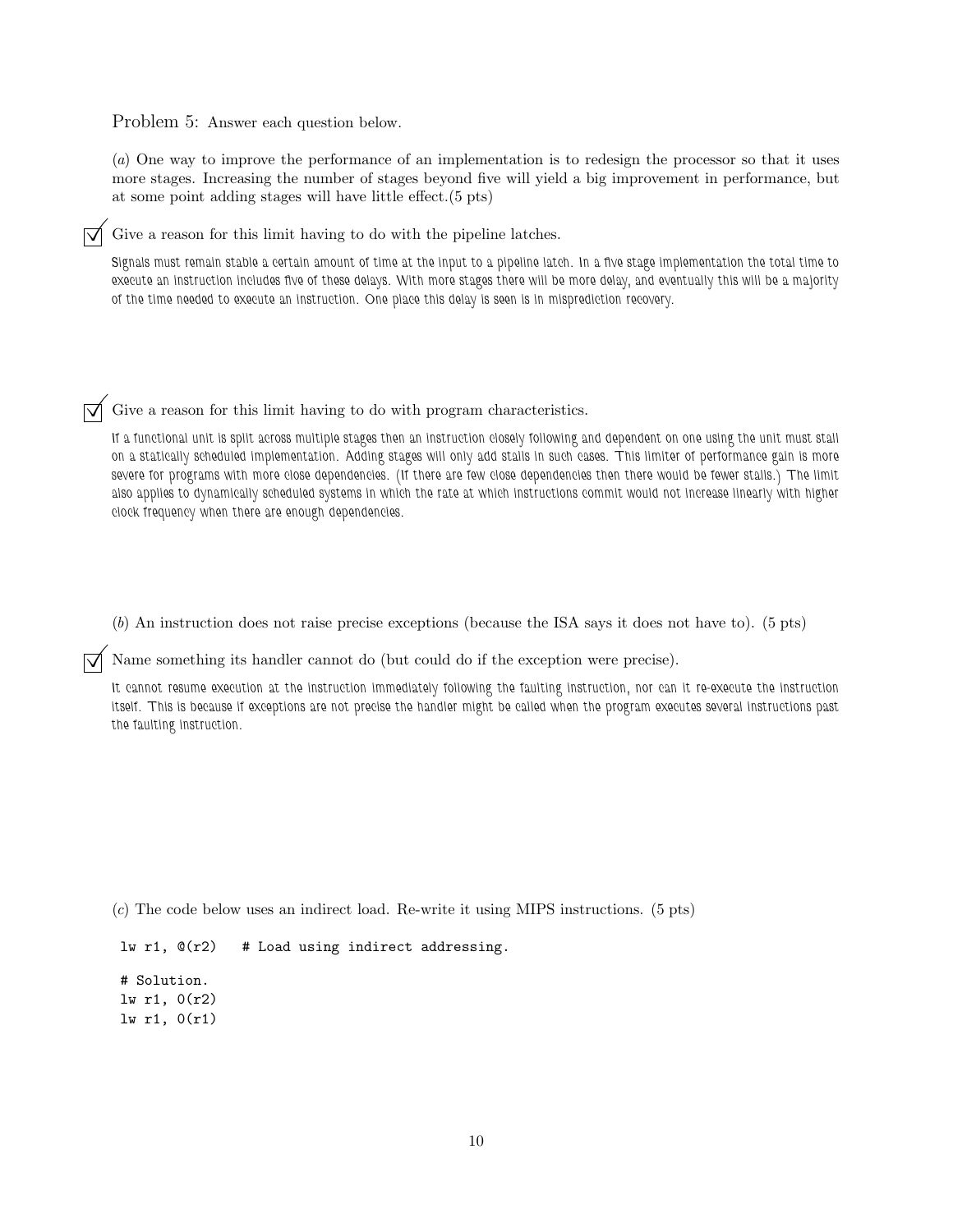Problem 5: Answer each question below.

(*a*) One way to improve the performance of an implementation is to redesign the processor so that it uses more stages. Increasing the number of stages beyond five will yield a big improvement in performance, but at some point adding stages will have little effect.(5 pts)

☑ Give a reason for this limit having to do with the pipeline latches.

Signals must remain stable a certain amount of time at the input to a pipeline latch. In a five stage implementation the total time to execute an instruction includes five of these delays. With more stages there will be more delay, and eventually this will be a majority of the time needed to execute an instruction. One place this delay is seen is in misprediction recovery.

☑ Give a reason for this limit having to do with program characteristics.

If a functional unit is split across multiple stages then an instruction closely following and dependent on one using the unit must stall on a statically scheduled implementation. Adding stages will only add stalls in such cases. This limiter of performance gain is more severe for programs with more close dependencies. (If there are few close dependencies then there would be fewer stalls.) The limit also applies to dynamically scheduled systems in which the rate at which instructions commit would not increase linearly with higher clock frequency when there are enough dependencies.

(*b*) An instruction does not raise precise exceptions (because the ISA says it does not have to). (5 pts)

☑ Name something its handler cannot do (but could do if the exception were precise).

It cannot resume execution at the instruction immediately following the faulting instruction, nor can it re-execute the instruction itself. This is because if exceptions are not precise the handler might be called when the program executes several instructions past the faulting instruction.

(*c*) The code below uses an indirect load. Re-write it using MIPS instructions. (5 pts)

```
lw r1, @(r2)   # Load using indirect addressing.

# Solution.
lw r1, 0(r2)
lw r1, 0(r1)
```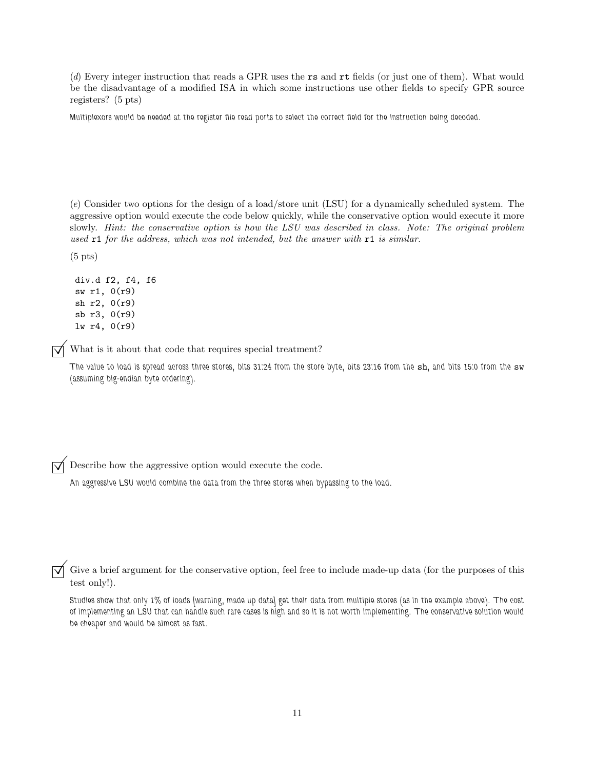(*d*) Every integer instruction that reads a GPR uses the `rs` and `rt` fields (or just one of them). What would be the disadvantage of a modified ISA in which some instructions use other fields to specify GPR source registers? (5 pts)

Multiplexors would be needed at the register file read ports to select the correct field for the instruction being decoded.

(*e*) Consider two options for the design of a load/store unit (LSU) for a dynamically scheduled system. The aggressive option would execute the code below quickly, while the conservative option would execute it more slowly. *Hint: the conservative option is how the LSU was described in class. Note: The original problem used* `r1` *for the address, which was not intended, but the answer with* `r1` *is similar.*

(5 pts)

```
div.d f2, f4, f6
sw r1, 0(r9)
sh r2, 0(r9)
sb r3, 0(r9)
lw r4, 0(r9)
```

☑ What is it about that code that requires special treatment?

The value to load is spread across three stores, bits 31:24 from the store byte, bits 23:16 from the `sh`, and bits 15:0 from the `sw` (assuming big-endian byte ordering).

☑ Describe how the aggressive option would execute the code.

An aggressive LSU would combine the data from the three stores when bypassing to the load.

☑ Give a brief argument for the conservative option, feel free to include made-up data (for the purposes of this test only!).

Studies show that only 1% of loads [warning, made up data] get their data from multiple stores (as in the example above). The cost of implementing an LSU that can handle such rare cases is high and so it is not worth implementing. The conservative solution would be cheaper and would be almost as fast.